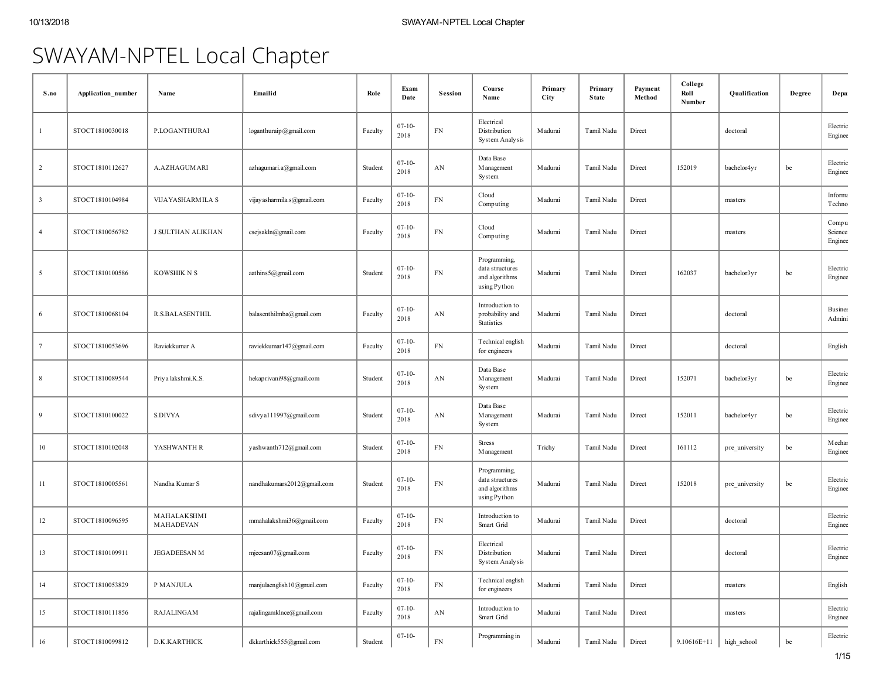# SWAYAM-NPTEL Local Chapter

| S.no | Application_number | Name | Emailid | Role | Exam Date | Session | Course Name | Primary City | Primary State | Payment Method | College Roll Number | Qualification | Degree | Depa |
|---|---|---|---|---|---|---|---|---|---|---|---|---|---|---|
| 1 | STOCT1810030018 | P.LOGANTHURAI | loganthuraip@gmail.com | Faculty | 07-10-2018 | FN | Electrical Distribution System Analysis | Madurai | Tamil Nadu | Direct | | doctoral | | Electric Enginee |
| 2 | STOCT1810112627 | A.AZHAGUMARI | azhagumari.a@gmail.com | Student | 07-10-2018 | AN | Data Base Management System | Madurai | Tamil Nadu | Direct | 152019 | bachelor4yr | be | Electric Enginee |
| 3 | STOCT1810104984 | VIJAYASHARMILA S | vijayasharmila.s@gmail.com | Faculty | 07-10-2018 | FN | Cloud Computing | Madurai | Tamil Nadu | Direct | | masters | | Informa Techno |
| 4 | STOCT1810056782 | J SULTHAN ALIKHAN | csejsakln@gmail.com | Faculty | 07-10-2018 | FN | Cloud Computing | Madurai | Tamil Nadu | Direct | | masters | | Compu Science Enginee |
| 5 | STOCT1810100586 | KOWSHIK N S | aathins5@gmail.com | Student | 07-10-2018 | FN | Programming, data structures and algorithms using Python | Madurai | Tamil Nadu | Direct | 162037 | bachelor3yr | be | Electric Enginee |
| 6 | STOCT1810068104 | R.S.BALASENTHIL | balasenthilmba@gmail.com | Faculty | 07-10-2018 | AN | Introduction to probability and Statistics | Madurai | Tamil Nadu | Direct | | doctoral | | Busines Admini |
| 7 | STOCT1810053696 | Raviekkumar A | raviekkumar147@gmail.com | Faculty | 07-10-2018 | FN | Technical english for engineers | Madurai | Tamil Nadu | Direct | | doctoral | | English |
| 8 | STOCT1810089544 | Priya lakshmi.K.S. | hekaprivani98@gmail.com | Student | 07-10-2018 | AN | Data Base Management System | Madurai | Tamil Nadu | Direct | 152071 | bachelor3yr | be | Electric Enginee |
| 9 | STOCT1810100022 | S.DIVYA | sdivya11997@gmail.com | Student | 07-10-2018 | AN | Data Base Management System | Madurai | Tamil Nadu | Direct | 152011 | bachelor4yr | be | Electric Enginee |
| 10 | STOCT1810102048 | YASHWANTH R | yashwanth712@gmail.com | Student | 07-10-2018 | FN | Stress Management | Trichy | Tamil Nadu | Direct | 161112 | pre_university | be | Mechar Enginee |
| 11 | STOCT1810005561 | Nandha Kumar S | nandhakumars2012@gmail.com | Student | 07-10-2018 | FN | Programming, data structures and algorithms using Python | Madurai | Tamil Nadu | Direct | 152018 | pre_university | be | Electric Enginee |
| 12 | STOCT1810096595 | MAHALAKSHMI MAHADEVAN | mmahalakshmi36@gmail.com | Faculty | 07-10-2018 | FN | Introduction to Smart Grid | Madurai | Tamil Nadu | Direct | | doctoral | | Electric Enginee |
| 13 | STOCT1810109911 | JEGADEESAN M | mjeesan07@gmail.com | Faculty | 07-10-2018 | FN | Electrical Distribution System Analysis | Madurai | Tamil Nadu | Direct | | doctoral | | Electric Enginee |
| 14 | STOCT1810053829 | P MANJULA | manjulaenglish10@gmail.com | Faculty | 07-10-2018 | FN | Technical english for engineers | Madurai | Tamil Nadu | Direct | | masters | | English |
| 15 | STOCT1810111856 | RAJALINGAM | rajalingamklnce@gmail.com | Faculty | 07-10-2018 | AN | Introduction to Smart Grid | Madurai | Tamil Nadu | Direct | | masters | | Electric Enginee |
| 16 | STOCT1810099812 | D.K.KARTHICK | dkkarthick555@gmail.com | Student | 07-10- | FN | Programming in | Madurai | Tamil Nadu | Direct | 9.10616E+11 | high_school | be | Electric |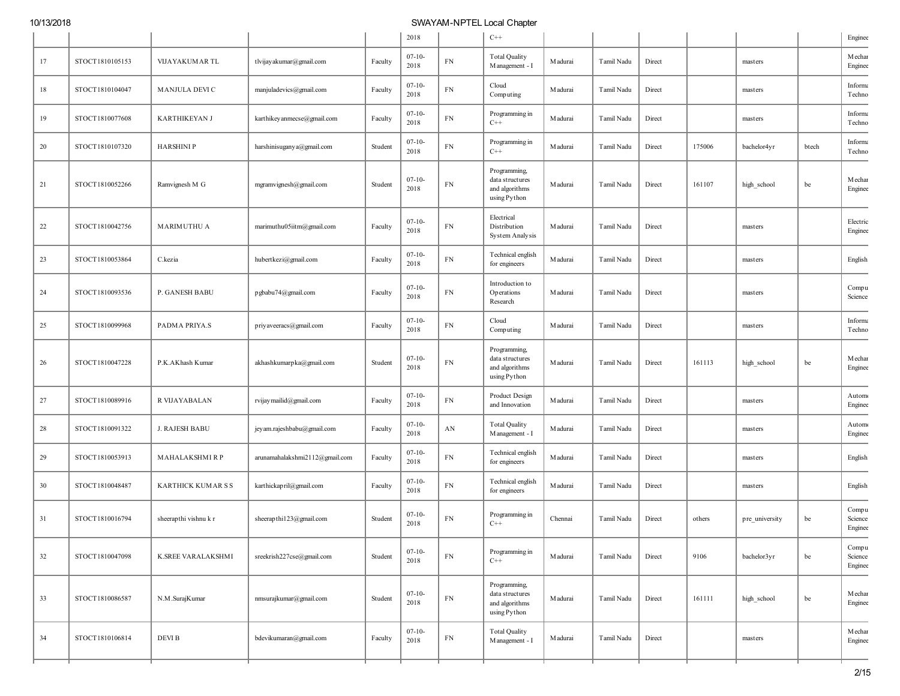| | | | | | 2018 | | C++ | | | | | | | Enginee |
|---|---|---|---|---|---|---|---|---|---|---|---|---|---|---|
| 17 | STOCT1810105153 | VIJAYAKUMAR TL | tlvijayakumar@gmail.com | Faculty | 07-10-2018 | FN | Total Quality Management - I | Madurai | Tamil Nadu | Direct | | masters | | Mechar Enginee |
| 18 | STOCT1810104047 | MANJULA DEVI C | manjuladevics@gmail.com | Faculty | 07-10-2018 | FN | Cloud Computing | Madurai | Tamil Nadu | Direct | | masters | | Informa Techno |
| 19 | STOCT1810077608 | KARTHIKEYAN J | karthikeyanmecse@gmail.com | Faculty | 07-10-2018 | FN | Programming in C++ | Madurai | Tamil Nadu | Direct | | masters | | Informa Techno |
| 20 | STOCT1810107320 | HARSHINI P | harshinisuganya@gmail.com | Student | 07-10-2018 | FN | Programming in C++ | Madurai | Tamil Nadu | Direct | 175006 | bachelor4yr | btech | Informa Techno |
| 21 | STOCT1810052266 | Ramvignesh M G | mgramvignesh@gmail.com | Student | 07-10-2018 | FN | Programming, data structures and algorithms using Python | Madurai | Tamil Nadu | Direct | 161107 | high_school | be | Mechar Enginee |
| 22 | STOCT1810042756 | MARIMUTHU A | marimuthu05iitm@gmail.com | Faculty | 07-10-2018 | FN | Electrical Distribution System Analysis | Madurai | Tamil Nadu | Direct | | masters | | Electric Enginee |
| 23 | STOCT1810053864 | C.kezia | hubertkezi@gmail.com | Faculty | 07-10-2018 | FN | Technical english for engineers | Madurai | Tamil Nadu | Direct | | masters | | English |
| 24 | STOCT1810093536 | P. GANESH BABU | pgbabu74@gmail.com | Faculty | 07-10-2018 | FN | Introduction to Operations Research | Madurai | Tamil Nadu | Direct | | masters | | Compu Science |
| 25 | STOCT1810099968 | PADMA PRIYA.S | priyaveeracs@gmail.com | Faculty | 07-10-2018 | FN | Cloud Computing | Madurai | Tamil Nadu | Direct | | masters | | Informa Techno |
| 26 | STOCT1810047228 | P.K.AKhash Kumar | akhashkumarpka@gmail.com | Student | 07-10-2018 | FN | Programming, data structures and algorithms using Python | Madurai | Tamil Nadu | Direct | 161113 | high_school | be | Mechar Enginee |
| 27 | STOCT1810089916 | R VIJAYABALAN | rvijaymailid@gmail.com | Faculty | 07-10-2018 | FN | Product Design and Innovation | Madurai | Tamil Nadu | Direct | | masters | | Autom Enginee |
| 28 | STOCT1810091322 | J. RAJESH BABU | jeyam.rajeshbabu@gmail.com | Faculty | 07-10-2018 | AN | Total Quality Management - I | Madurai | Tamil Nadu | Direct | | masters | | Autom Enginee |
| 29 | STOCT1810053913 | MAHALAKSHMI R P | arunamahalakshmi2112@gmail.com | Faculty | 07-10-2018 | FN | Technical english for engineers | Madurai | Tamil Nadu | Direct | | masters | | English |
| 30 | STOCT1810048487 | KARTHICK KUMAR S S | karthickapril@gmail.com | Faculty | 07-10-2018 | FN | Technical english for engineers | Madurai | Tamil Nadu | Direct | | masters | | English |
| 31 | STOCT1810016794 | sheerapthi vishnu k r | sheerapthi123@gmail.com | Student | 07-10-2018 | FN | Programming in C++ | Chennai | Tamil Nadu | Direct | others | pre_university | be | Compu Science Enginee |
| 32 | STOCT1810047098 | K.SREE VARALAKSHMI | sreekrish227cse@gmail.com | Student | 07-10-2018 | FN | Programming in C++ | Madurai | Tamil Nadu | Direct | 9106 | bachelor3yr | be | Compu Science Enginee |
| 33 | STOCT1810086587 | N.M.SurajKumar | nmsurajkumar@gmail.com | Student | 07-10-2018 | FN | Programming, data structures and algorithms using Python | Madurai | Tamil Nadu | Direct | 161111 | high_school | be | Mechar Enginee |
| 34 | STOCT1810106814 | DEVI B | bdevikumaran@gmail.com | Faculty | 07-10-2018 | FN | Total Quality Management - I | Madurai | Tamil Nadu | Direct | | masters | | Mechar Enginee |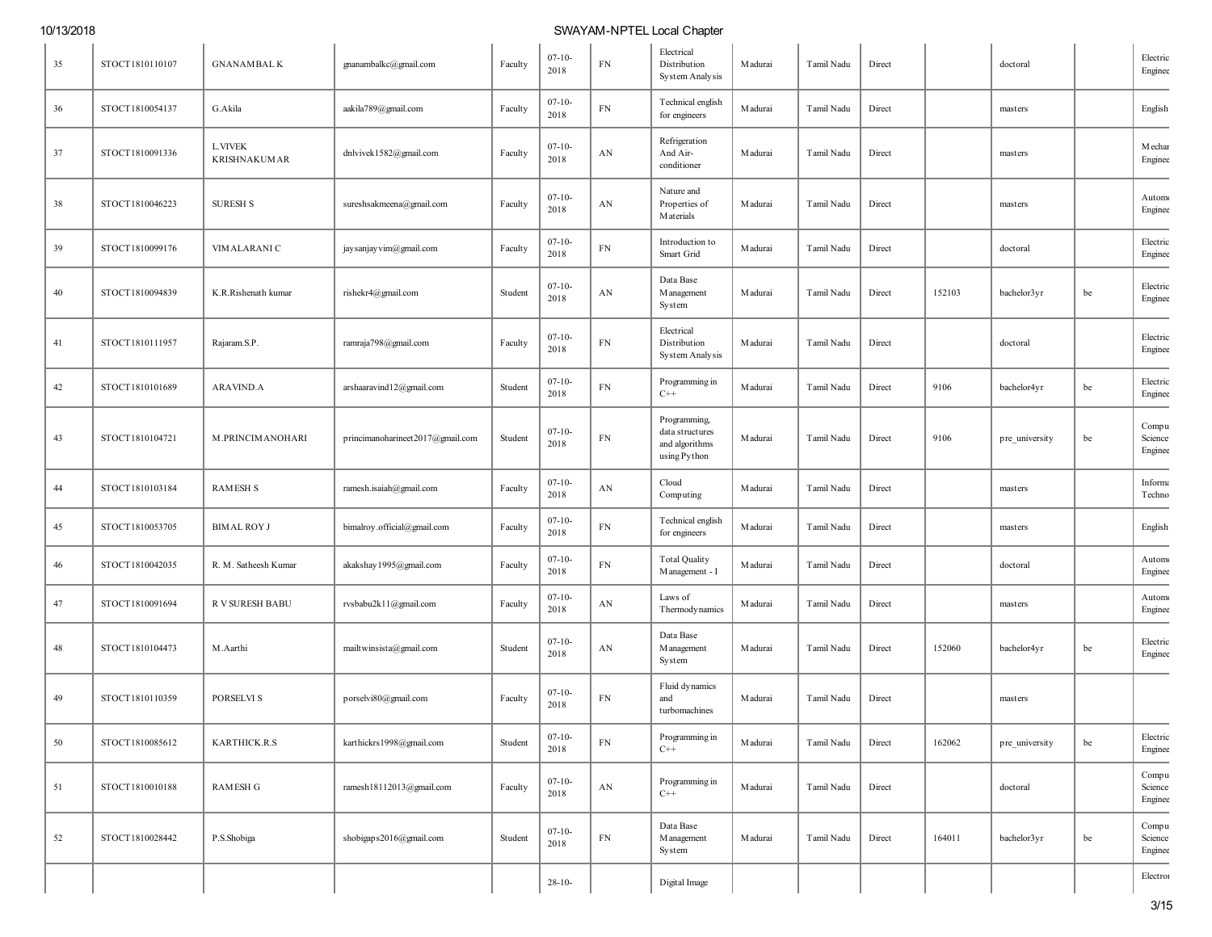| 35 | STOCT1810110107 | GNANAMBAL K | gnanambalkc@gmail.com | Faculty | 07-10-2018 | FN | Electrical Distribution System Analysis | Madurai | Tamil Nadu | Direct | | doctoral | | Electric Enginee |
|---|---|---|---|---|---|---|---|---|---|---|---|---|---|---|
| 36 | STOCT1810054137 | G.Akila | aakila789@gmail.com | Faculty | 07-10-2018 | FN | Technical english for engineers | Madurai | Tamil Nadu | Direct | | masters | | English |
| 37 | STOCT1810091336 | L.VIVEK KRISHNAKUMAR | dnlvivek1582@gmail.com | Faculty | 07-10-2018 | AN | Refrigeration And Air-conditioner | Madurai | Tamil Nadu | Direct | | masters | | Mechar Enginee |
| 38 | STOCT1810046223 | SURESH S | sureshsakmeena@gmail.com | Faculty | 07-10-2018 | AN | Nature and Properties of Materials | Madurai | Tamil Nadu | Direct | | masters | | Autom Enginee |
| 39 | STOCT1810099176 | VIMALARANI C | jaysanjayvim@gmail.com | Faculty | 07-10-2018 | FN | Introduction to Smart Grid | Madurai | Tamil Nadu | Direct | | doctoral | | Electric Enginee |
| 40 | STOCT1810094839 | K.R.Rishenath kumar | rishekr4@gmail.com | Student | 07-10-2018 | AN | Data Base Management System | Madurai | Tamil Nadu | Direct | 152103 | bachelor3yr | be | Electric Enginee |
| 41 | STOCT1810111957 | Rajaram.S.P. | ramraja798@gmail.com | Faculty | 07-10-2018 | FN | Electrical Distribution System Analysis | Madurai | Tamil Nadu | Direct | | doctoral | | Electric Enginee |
| 42 | STOCT1810101689 | ARAVIND.A | arshaaravind12@gmail.com | Student | 07-10-2018 | FN | Programming in C++ | Madurai | Tamil Nadu | Direct | 9106 | bachelor4yr | be | Electric Enginee |
| 43 | STOCT1810104721 | M.PRINCIMANOHARI | princimanoharineet2017@gmail.com | Student | 07-10-2018 | FN | Programming, data structures and algorithms using Python | Madurai | Tamil Nadu | Direct | 9106 | pre_university | be | Compu Science Enginee |
| 44 | STOCT1810103184 | RAMESH S | ramesh.isaiah@gmail.com | Faculty | 07-10-2018 | AN | Cloud Computing | Madurai | Tamil Nadu | Direct | | masters | | Informa Techno |
| 45 | STOCT1810053705 | BIMAL ROY J | bimalroy.official@gmail.com | Faculty | 07-10-2018 | FN | Technical english for engineers | Madurai | Tamil Nadu | Direct | | masters | | English |
| 46 | STOCT1810042035 | R. M. Satheesh Kumar | akakshay1995@gmail.com | Faculty | 07-10-2018 | FN | Total Quality Management - I | Madurai | Tamil Nadu | Direct | | doctoral | | Autom Enginee |
| 47 | STOCT1810091694 | R V SURESH BABU | rvsbabu2k11@gmail.com | Faculty | 07-10-2018 | AN | Laws of Thermodynamics | Madurai | Tamil Nadu | Direct | | masters | | Autom Enginee |
| 48 | STOCT1810104473 | M.Aarthi | mailtwinsista@gmail.com | Student | 07-10-2018 | AN | Data Base Management System | Madurai | Tamil Nadu | Direct | 152060 | bachelor4yr | be | Electric Enginee |
| 49 | STOCT1810110359 | PORSELVI S | porselvi80@gmail.com | Faculty | 07-10-2018 | FN | Fluid dynamics and turbomachines | Madurai | Tamil Nadu | Direct | | masters | | |
| 50 | STOCT1810085612 | KARTHICK.R.S | karthickrs1998@gmail.com | Student | 07-10-2018 | FN | Programming in C++ | Madurai | Tamil Nadu | Direct | 162062 | pre_university | be | Electric Enginee |
| 51 | STOCT1810010188 | RAMESH G | ramesh18112013@gmail.com | Faculty | 07-10-2018 | AN | Programming in C++ | Madurai | Tamil Nadu | Direct | | doctoral | | Compu Science Enginee |
| 52 | STOCT1810028442 | P.S.Shobiga | shobigaps2016@gmail.com | Student | 07-10-2018 | FN | Data Base Management System | Madurai | Tamil Nadu | Direct | 164011 | bachelor3yr | be | Compu Science Enginee |
| | | | | | 28-10- | | Digital Image | | | | | | | Electron |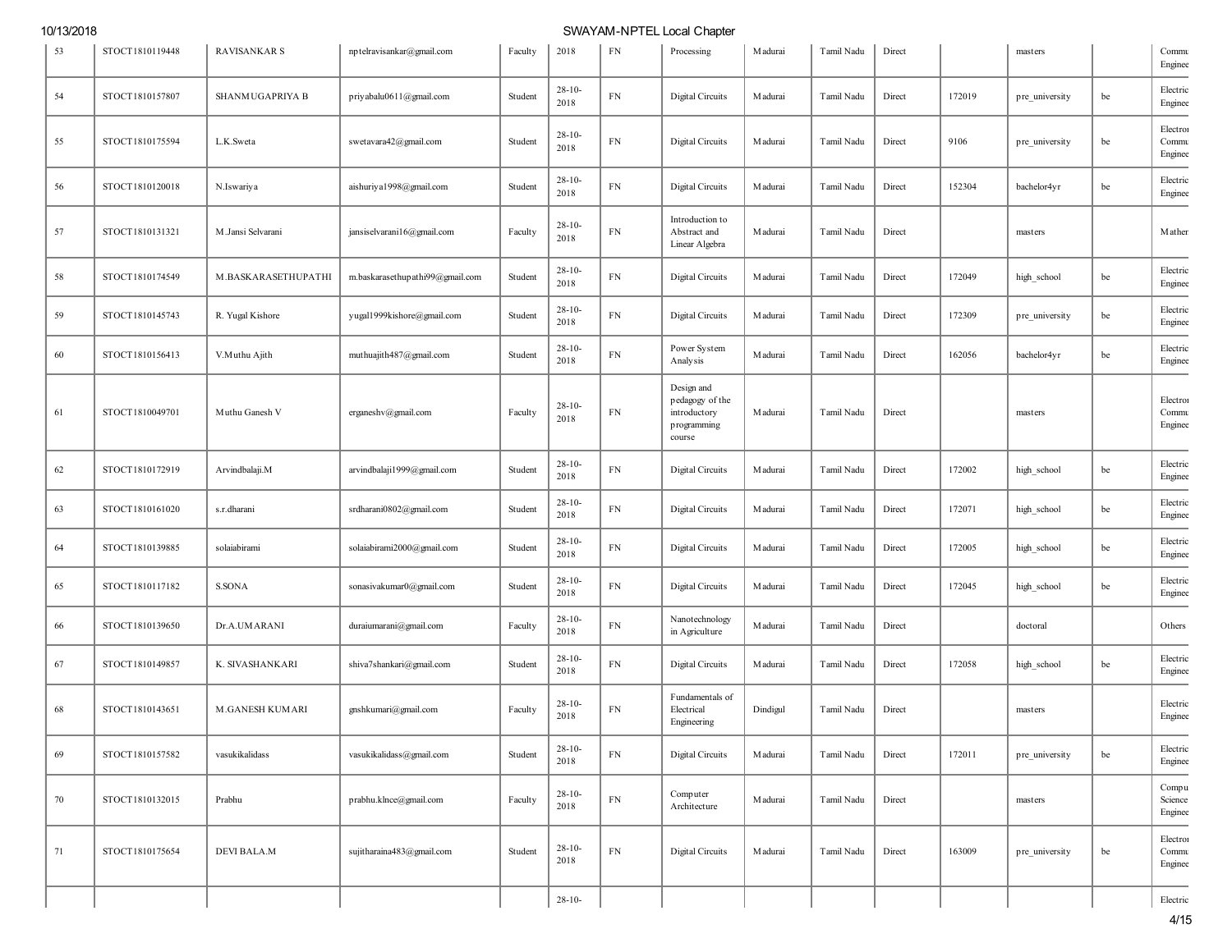| 53 | STOCT1810119448 | RAVISANKAR S | nptelravisankar@gmail.com | Faculty | 2018 | FN | Processing | Madurai | Tamil Nadu | Direct | | masters | | Commu Enginee |
|---|---|---|---|---|---|---|---|---|---|---|---|---|---|---|
| 54 | STOCT1810157807 | SHANMUGAPRIYA B | priyabalu0611@gmail.com | Student | 28-10-2018 | FN | Digital Circuits | Madurai | Tamil Nadu | Direct | 172019 | pre_university | be | Electric Enginee |
| 55 | STOCT1810175594 | L.K.Sweta | swetavara42@gmail.com | Student | 28-10-2018 | FN | Digital Circuits | Madurai | Tamil Nadu | Direct | 9106 | pre_university | be | Electro Commu Enginee |
| 56 | STOCT1810120018 | N.Iswariya | aishuriya1998@gmail.com | Student | 28-10-2018 | FN | Digital Circuits | Madurai | Tamil Nadu | Direct | 152304 | bachelor4yr | be | Electric Enginee |
| 57 | STOCT1810131321 | M.Jansi Selvarani | jansiselvarani16@gmail.com | Faculty | 28-10-2018 | FN | Introduction to Abstract and Linear Algebra | Madurai | Tamil Nadu | Direct | | masters | | Mather |
| 58 | STOCT1810174549 | M.BASKARASETHUPATHI | m.baskarasethupathi99@gmail.com | Student | 28-10-2018 | FN | Digital Circuits | Madurai | Tamil Nadu | Direct | 172049 | high_school | be | Electric Enginee |
| 59 | STOCT1810145743 | R. Yugal Kishore | yugal1999kishore@gmail.com | Student | 28-10-2018 | FN | Digital Circuits | Madurai | Tamil Nadu | Direct | 172309 | pre_university | be | Electric Enginee |
| 60 | STOCT1810156413 | V.Muthu Ajith | muthuajith487@gmail.com | Student | 28-10-2018 | FN | Power System Analysis | Madurai | Tamil Nadu | Direct | 162056 | bachelor4yr | be | Electric Enginee |
| 61 | STOCT1810049701 | Muthu Ganesh V | erganeshv@gmail.com | Faculty | 28-10-2018 | FN | Design and pedagogy of the introductory programming course | Madurai | Tamil Nadu | Direct | | masters | | Electro Commu Enginee |
| 62 | STOCT1810172919 | Arvindbalaji.M | arvindbalaji1999@gmail.com | Student | 28-10-2018 | FN | Digital Circuits | Madurai | Tamil Nadu | Direct | 172002 | high_school | be | Electric Enginee |
| 63 | STOCT1810161020 | s.r.dharani | srdharani0802@gmail.com | Student | 28-10-2018 | FN | Digital Circuits | Madurai | Tamil Nadu | Direct | 172071 | high_school | be | Electric Enginee |
| 64 | STOCT1810139885 | solaiabirami | solaiabirami2000@gmail.com | Student | 28-10-2018 | FN | Digital Circuits | Madurai | Tamil Nadu | Direct | 172005 | high_school | be | Electric Enginee |
| 65 | STOCT1810117182 | S.SONA | sonasivakumar0@gmail.com | Student | 28-10-2018 | FN | Digital Circuits | Madurai | Tamil Nadu | Direct | 172045 | high_school | be | Electric Enginee |
| 66 | STOCT1810139650 | Dr.A.UMARANI | duraiumarani@gmail.com | Faculty | 28-10-2018 | FN | Nanotechnology in Agriculture | Madurai | Tamil Nadu | Direct | | doctoral | | Others |
| 67 | STOCT1810149857 | K. SIVASHANKARI | shiva7shankari@gmail.com | Student | 28-10-2018 | FN | Digital Circuits | Madurai | Tamil Nadu | Direct | 172058 | high_school | be | Electric Enginee |
| 68 | STOCT1810143651 | M.GANESH KUMARI | gnshkumari@gmail.com | Faculty | 28-10-2018 | FN | Fundamentals of Electrical Engineering | Dindigul | Tamil Nadu | Direct | | masters | | Electric Enginee |
| 69 | STOCT1810157582 | vasukikalidass | vasukikalidass@gmail.com | Student | 28-10-2018 | FN | Digital Circuits | Madurai | Tamil Nadu | Direct | 172011 | pre_university | be | Electric Enginee |
| 70 | STOCT1810132015 | Prabhu | prabhu.klnce@gmail.com | Faculty | 28-10-2018 | FN | Computer Architecture | Madurai | Tamil Nadu | Direct | | masters | | Compu Science Enginee |
| 71 | STOCT1810175654 | DEVI BALA.M | sujitharaina483@gmail.com | Student | 28-10-2018 | FN | Digital Circuits | Madurai | Tamil Nadu | Direct | 163009 | pre_university | be | Electro Commu Enginee |
| | | | | | 28-10- | | | | | | | | | Electric |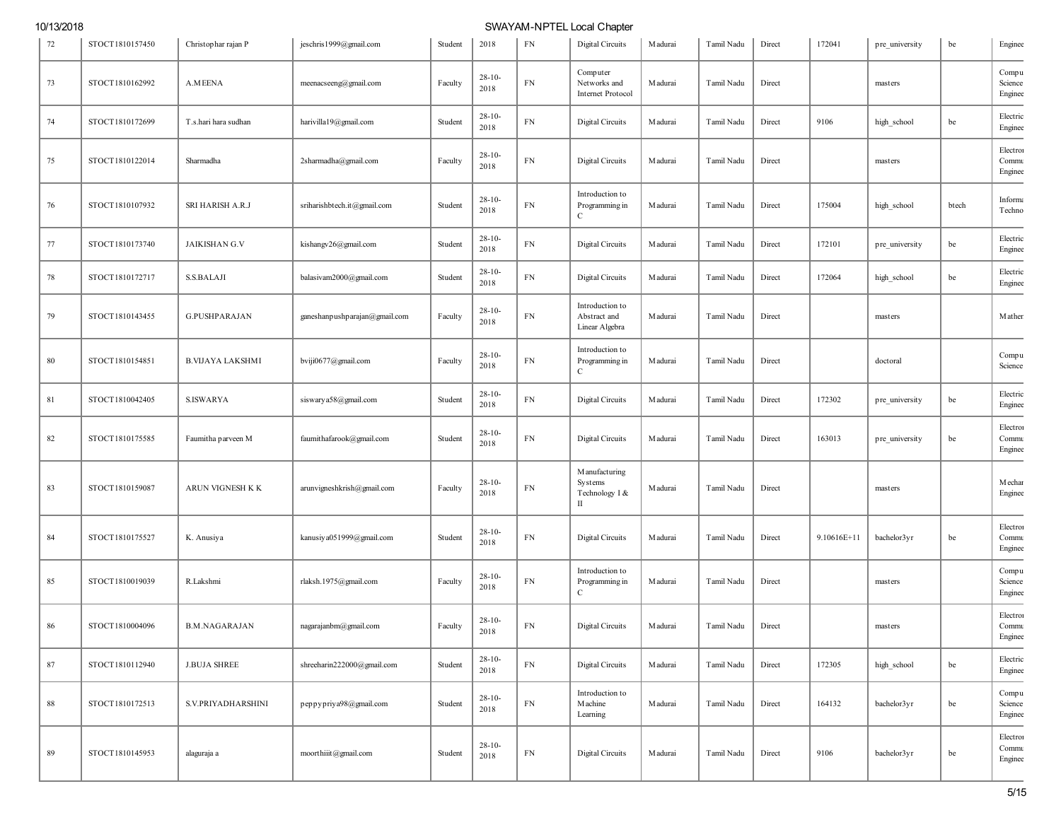| | | | | | | | | | | | | | | |
|---|---|---|---|---|---|---|---|---|---|---|---|---|---|---|
| 72 | STOCT1810157450 | Christophar rajan P | jeschris1999@gmail.com | Student | 2018 | FN | Digital Circuits | Madurai | Tamil Nadu | Direct | 172041 | pre_university | be | Enginee |
| 73 | STOCT1810162992 | A.MEENA | meenacseeng@gmail.com | Faculty | 28-10-2018 | FN | Computer Networks and Internet Protocol | Madurai | Tamil Nadu | Direct | | masters | | Compu Science Enginee |
| 74 | STOCT1810172699 | T.s.hari hara sudhan | harivilla19@gmail.com | Student | 28-10-2018 | FN | Digital Circuits | Madurai | Tamil Nadu | Direct | 9106 | high_school | be | Electric Enginee |
| 75 | STOCT1810122014 | Sharmadha | 2sharmadha@gmail.com | Faculty | 28-10-2018 | FN | Digital Circuits | Madurai | Tamil Nadu | Direct | | masters | | Electron Commu Enginee |
| 76 | STOCT1810107932 | SRI HARISH A.R.J | sriharishbtech.it@gmail.com | Student | 28-10-2018 | FN | Introduction to Programming in C | Madurai | Tamil Nadu | Direct | 175004 | high_school | btech | Informa Techno |
| 77 | STOCT1810173740 | JAIKISHAN G.V | kishangv26@gmail.com | Student | 28-10-2018 | FN | Digital Circuits | Madurai | Tamil Nadu | Direct | 172101 | pre_university | be | Electric Enginee |
| 78 | STOCT1810172717 | S.S.BALAJI | balasivam2000@gmail.com | Student | 28-10-2018 | FN | Digital Circuits | Madurai | Tamil Nadu | Direct | 172064 | high_school | be | Electric Enginee |
| 79 | STOCT1810143455 | G.PUSHPARAJAN | ganeshanpushparajan@gmail.com | Faculty | 28-10-2018 | FN | Introduction to Abstract and Linear Algebra | Madurai | Tamil Nadu | Direct | | masters | | Mather |
| 80 | STOCT1810154851 | B.VIJAYA LAKSHMI | bviji0677@gmail.com | Faculty | 28-10-2018 | FN | Introduction to Programming in C | Madurai | Tamil Nadu | Direct | | doctoral | | Compu Science |
| 81 | STOCT1810042405 | S.ISWARYA | siswarya58@gmail.com | Student | 28-10-2018 | FN | Digital Circuits | Madurai | Tamil Nadu | Direct | 172302 | pre_university | be | Electric Enginee |
| 82 | STOCT1810175585 | Faumitha parveen M | faumithafarook@gmail.com | Student | 28-10-2018 | FN | Digital Circuits | Madurai | Tamil Nadu | Direct | 163013 | pre_university | be | Electron Commu Enginee |
| 83 | STOCT1810159087 | ARUN VIGNESH K K | arunvigneshkrish@gmail.com | Faculty | 28-10-2018 | FN | Manufacturing Systems Technology I & II | Madurai | Tamil Nadu | Direct | | masters | | Mechan Enginee |
| 84 | STOCT1810175527 | K. Anusiya | kanusiya051999@gmail.com | Student | 28-10-2018 | FN | Digital Circuits | Madurai | Tamil Nadu | Direct | 9.10616E+11 | bachelor3yr | be | Electron Commu Enginee |
| 85 | STOCT1810019039 | R.Lakshmi | rlaksh.1975@gmail.com | Faculty | 28-10-2018 | FN | Introduction to Programming in C | Madurai | Tamil Nadu | Direct | | masters | | Compu Science Enginee |
| 86 | STOCT1810004096 | B.M.NAGARAJAN | nagarajanbm@gmail.com | Faculty | 28-10-2018 | FN | Digital Circuits | Madurai | Tamil Nadu | Direct | | masters | | Electron Commu Enginee |
| 87 | STOCT1810112940 | J.BUJA SHREE | shreeharin222000@gmail.com | Student | 28-10-2018 | FN | Digital Circuits | Madurai | Tamil Nadu | Direct | 172305 | high_school | be | Electric Enginee |
| 88 | STOCT1810172513 | S.V.PRIYADHARSHINI | peppypriya98@gmail.com | Student | 28-10-2018 | FN | Introduction to Machine Learning | Madurai | Tamil Nadu | Direct | 164132 | bachelor3yr | be | Compu Science Enginee |
| 89 | STOCT1810145953 | alaguraja a | moorthiiit@gmail.com | Student | 28-10-2018 | FN | Digital Circuits | Madurai | Tamil Nadu | Direct | 9106 | bachelor3yr | be | Electron Commu Enginee |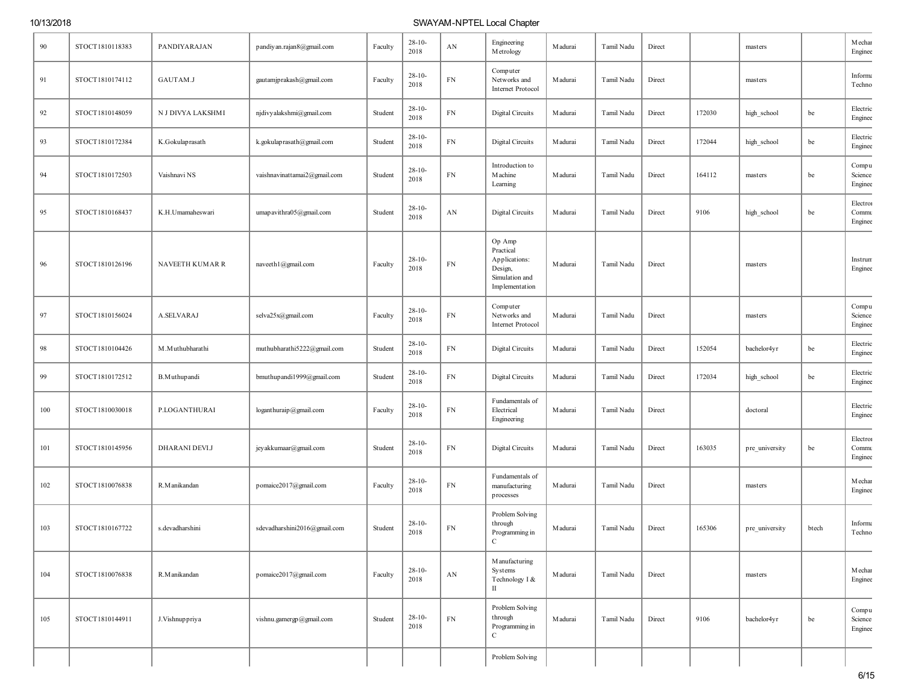| 90 | STOCT1810118383 | PANDIYARAJAN | pandiyan.rajan8@gmail.com | Faculty | 28-10-2018 | AN | Engineering Metrology | Madurai | Tamil Nadu | Direct | | masters | | Mechar Enginee |
|---|---|---|---|---|---|---|---|---|---|---|---|---|---|---|
| 91 | STOCT1810174112 | GAUTAM.J | gautamjprakash@gmail.com | Faculty | 28-10-2018 | FN | Computer Networks and Internet Protocol | Madurai | Tamil Nadu | Direct | | masters | | Informa Techno |
| 92 | STOCT1810148059 | N J DIVYA LAKSHMI | njdivyalakshmi@gmail.com | Student | 28-10-2018 | FN | Digital Circuits | Madurai | Tamil Nadu | Direct | 172030 | high_school | be | Electric Enginee |
| 93 | STOCT1810172384 | K.Gokulaprasath | k.gokulaprasath@gmail.com | Student | 28-10-2018 | FN | Digital Circuits | Madurai | Tamil Nadu | Direct | 172044 | high_school | be | Electric Enginee |
| 94 | STOCT1810172503 | Vaishnavi NS | vaishnavinattamai2@gmail.com | Student | 28-10-2018 | FN | Introduction to Machine Learning | Madurai | Tamil Nadu | Direct | 164112 | masters | be | Compu Science Enginee |
| 95 | STOCT1810168437 | K.H.Umamaheswari | umapavithra05@gmail.com | Student | 28-10-2018 | AN | Digital Circuits | Madurai | Tamil Nadu | Direct | 9106 | high_school | be | Electron Commu Enginee |
| 96 | STOCT1810126196 | NAVEETH KUMAR R | naveeth1@gmail.com | Faculty | 28-10-2018 | FN | Op Amp Practical Applications: Design, Simulation and Implementation | Madurai | Tamil Nadu | Direct | | masters | | Instrum Enginee |
| 97 | STOCT1810156024 | A.SELVARAJ | selva25x@gmail.com | Faculty | 28-10-2018 | FN | Computer Networks and Internet Protocol | Madurai | Tamil Nadu | Direct | | masters | | Compu Science Enginee |
| 98 | STOCT1810104426 | M.Muthubharathi | muthubharathi5222@gmail.com | Student | 28-10-2018 | FN | Digital Circuits | Madurai | Tamil Nadu | Direct | 152054 | bachelor4yr | be | Electric Enginee |
| 99 | STOCT1810172512 | B.Muthupandi | bmuthupandi1999@gmail.com | Student | 28-10-2018 | FN | Digital Circuits | Madurai | Tamil Nadu | Direct | 172034 | high_school | be | Electric Enginee |
| 100 | STOCT1810030018 | P.LOGANTHURAI | loganthuraip@gmail.com | Faculty | 28-10-2018 | FN | Fundamentals of Electrical Engineering | Madurai | Tamil Nadu | Direct | | doctoral | | Electric Enginee |
| 101 | STOCT1810145956 | DHARANI DEVI.J | jeyakkumaar@gmail.com | Student | 28-10-2018 | FN | Digital Circuits | Madurai | Tamil Nadu | Direct | 163035 | pre_university | be | Electron Commu Enginee |
| 102 | STOCT1810076838 | R.Manikandan | pomaice2017@gmail.com | Faculty | 28-10-2018 | FN | Fundamentals of manufacturing processes | Madurai | Tamil Nadu | Direct | | masters | | Mechar Enginee |
| 103 | STOCT1810167722 | s.devadharshini | sdevadharshini2016@gmail.com | Student | 28-10-2018 | FN | Problem Solving through Programming in C | Madurai | Tamil Nadu | Direct | 165306 | pre_university | btech | Informa Techno |
| 104 | STOCT1810076838 | R.Manikandan | pomaice2017@gmail.com | Faculty | 28-10-2018 | AN | Manufacturing Systems Technology I & II | Madurai | Tamil Nadu | Direct | | masters | | Mechar Enginee |
| 105 | STOCT1810144911 | J.Vishnuppriya | vishnu.gamergp@gmail.com | Student | 28-10-2018 | FN | Problem Solving through Programming in C | Madurai | Tamil Nadu | Direct | 9106 | bachelor4yr | be | Compu Science Enginee |
| | | | | | | | Problem Solving | | | | | | | |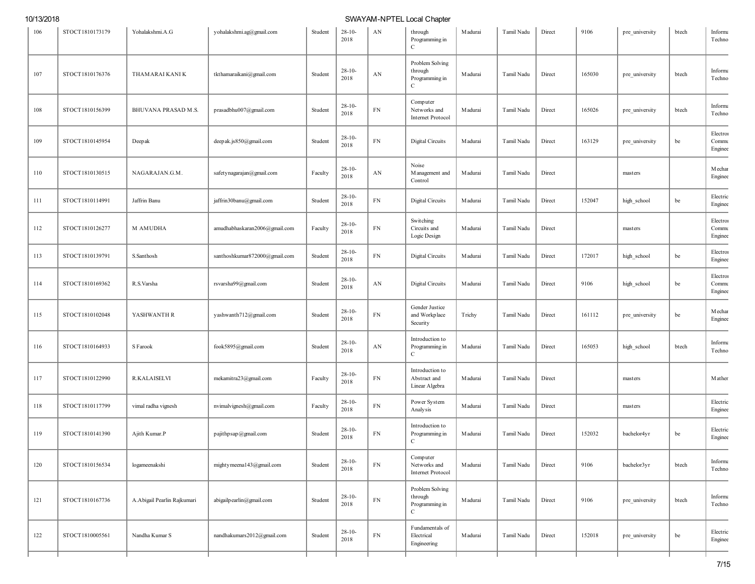| 106 | STOCT1810173179 | Yohalakshmi.A.G | yohalakshmi.ag@gmail.com | Student | 28-10-2018 | AN | through Programming in C | Madurai | Tamil Nadu | Direct | 9106 | pre_university | btech | Informa Techno |
|---|---|---|---|---|---|---|---|---|---|---|---|---|---|---|
| 107 | STOCT1810176376 | THAMARAI KANI K | tkthamaraikani@gmail.com | Student | 28-10-2018 | AN | Problem Solving through Programming in C | Madurai | Tamil Nadu | Direct | 165030 | pre_university | btech | Informa Techno |
| 108 | STOCT1810156399 | BHUVANA PRASAD M.S. | prasadbhu007@gmail.com | Student | 28-10-2018 | FN | Computer Networks and Internet Protocol | Madurai | Tamil Nadu | Direct | 165026 | pre_university | btech | Informa Techno |
| 109 | STOCT1810145954 | Deepak | deepak.js850@gmail.com | Student | 28-10-2018 | FN | Digital Circuits | Madurai | Tamil Nadu | Direct | 163129 | pre_university | be | Electron Commu Enginee |
| 110 | STOCT1810130515 | NAGARAJAN.G.M. | safetynagarajan@gmail.com | Faculty | 28-10-2018 | AN | Noise Management and Control | Madurai | Tamil Nadu | Direct | | masters | | Mechar Enginee |
| 111 | STOCT1810114991 | Jaffrin Banu | jaffrin30banu@gmail.com | Student | 28-10-2018 | FN | Digital Circuits | Madurai | Tamil Nadu | Direct | 152047 | high_school | be | Electric Enginee |
| 112 | STOCT1810126277 | M AMUDHA | amudhabhaskaran2006@gmail.com | Faculty | 28-10-2018 | FN | Switching Circuits and Logic Design | Madurai | Tamil Nadu | Direct | | masters | | Electron Commu Enginee |
| 113 | STOCT1810139791 | S.Santhosh | santhoshkumar872000@gmail.com | Student | 28-10-2018 | FN | Digital Circuits | Madurai | Tamil Nadu | Direct | 172017 | high_school | be | Electron Enginee |
| 114 | STOCT1810169362 | R.S.Varsha | rsvarsha99@gmail.com | Student | 28-10-2018 | AN | Digital Circuits | Madurai | Tamil Nadu | Direct | 9106 | high_school | be | Electron Commu Enginee |
| 115 | STOCT1810102048 | YASHWANTH R | yashwanth712@gmail.com | Student | 28-10-2018 | FN | Gender Justice and Workplace Security | Trichy | Tamil Nadu | Direct | 161112 | pre_university | be | Mechar Enginee |
| 116 | STOCT1810164933 | S Farook | fook5895@gmail.com | Student | 28-10-2018 | AN | Introduction to Programming in C | Madurai | Tamil Nadu | Direct | 165053 | high_school | btech | Informa Techno |
| 117 | STOCT1810122990 | R.KALAISELVI | mekamitra23@gmail.com | Faculty | 28-10-2018 | FN | Introduction to Abstract and Linear Algebra | Madurai | Tamil Nadu | Direct | | masters | | Mather |
| 118 | STOCT1810117799 | vimal radha vignesh | nvimalvignesh@gmail.com | Faculty | 28-10-2018 | FN | Power System Analysis | Madurai | Tamil Nadu | Direct | | masters | | Electric Enginee |
| 119 | STOCT1810141390 | Ajith Kumar.P | pajithpsap@gmail.com | Student | 28-10-2018 | FN | Introduction to Programming in C | Madurai | Tamil Nadu | Direct | 152032 | bachelor4yr | be | Electric Enginee |
| 120 | STOCT1810156534 | logameenakshi | mightymeena143@gmail.com | Student | 28-10-2018 | FN | Computer Networks and Internet Protocol | Madurai | Tamil Nadu | Direct | 9106 | bachelor3yr | btech | Informa Techno |
| 121 | STOCT1810167736 | A.Abigail Pearlin Rajkumari | abigailpearlin@gmail.com | Student | 28-10-2018 | FN | Problem Solving through Programming in C | Madurai | Tamil Nadu | Direct | 9106 | pre_university | btech | Informa Techno |
| 122 | STOCT1810005561 | Nandha Kumar S | nandhakumars2012@gmail.com | Student | 28-10-2018 | FN | Fundamentals of Electrical Engineering | Madurai | Tamil Nadu | Direct | 152018 | pre_university | be | Electric Enginee |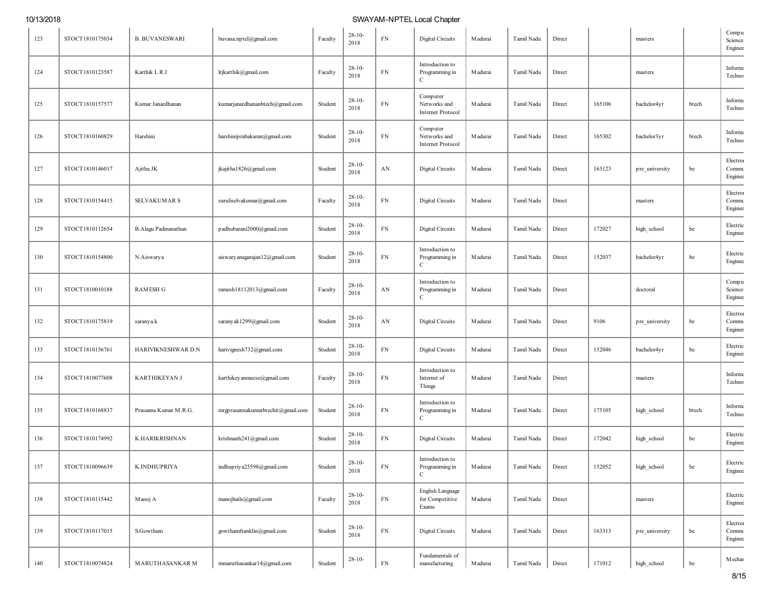| 123 | STOCT1810175034 | B. BUVANESWARI | buvana.nptel@gmail.com | Faculty | 28-10-2018 | FN | Digital Circuits | Madurai | Tamil Nadu | Direct | | masters | | Compu Science Enginee |
|---|---|---|---|---|---|---|---|---|---|---|---|---|---|---|
| 124 | STOCT1810123587 | Karthik L R J | lrjkarthik@gmail.com | Faculty | 28-10-2018 | FN | Introduction to Programming in C | Madurai | Tamil Nadu | Direct | | masters | | Informa Techno |
| 125 | STOCT1810157577 | Kumar Janardhanan | kumarjanardhananbtech@gmail.com | Student | 28-10-2018 | FN | Computer Networks and Internet Protocol | Madurai | Tamil Nadu | Direct | 165106 | bachelor4yr | btech | Informa Techno |
| 126 | STOCT1810160829 | Harshini | harshiniprabakaran@gmail.com | Student | 28-10-2018 | FN | Computer Networks and Internet Protocol | Madurai | Tamil Nadu | Direct | 165302 | bachelor3yr | btech | Informa Techno |
| 127 | STOCT1810146017 | Ajitha JK | jkajitha1826@gmail.com | Student | 28-10-2018 | AN | Digital Circuits | Madurai | Tamil Nadu | Direct | 163123 | pre_university | be | Electroi Commu Enginee |
| 128 | STOCT1810154415 | SELVAKUMAR S | suruliselvakumar@gmail.com | Faculty | 28-10-2018 | FN | Digital Circuits | Madurai | Tamil Nadu | Direct | | masters | | Electroi Commu Enginee |
| 129 | STOCT1810112654 | B.Alagu Padmanathan | padhubarani2000@gmail.com | Student | 28-10-2018 | FN | Digital Circuits | Madurai | Tamil Nadu | Direct | 172027 | high_school | be | Electric Enginee |
| 130 | STOCT1810154800 | N.Aiswarya | aiswaryanagarajan12@gmail.com | Student | 28-10-2018 | FN | Introduction to Programming in C | Madurai | Tamil Nadu | Direct | 152037 | bachelor4yr | be | Electric Enginee |
| 131 | STOCT1810010188 | RAMESH G | ramesh18112013@gmail.com | Faculty | 28-10-2018 | AN | Introduction to Programming in C | Madurai | Tamil Nadu | Direct | | doctoral | | Compu Science Enginee |
| 132 | STOCT1810175819 | saranya.k | saranyak1299@gmail.com | Student | 28-10-2018 | AN | Digital Circuits | Madurai | Tamil Nadu | Direct | 9106 | pre_university | be | Electroi Commu Enginee |
| 133 | STOCT1810156761 | HARIVIKNESHWAR D.N | harivignesh732@gmail.com | Student | 28-10-2018 | FN | Digital Circuits | Madurai | Tamil Nadu | Direct | 152046 | bachelor4yr | be | Electric Enginee |
| 134 | STOCT1810077608 | KARTHIKEYAN J | karthikeyanmecse@gmail.com | Faculty | 28-10-2018 | FN | Introduction to Internet of Things | Madurai | Tamil Nadu | Direct | | masters | | Informa Techno |
| 135 | STOCT1810168837 | Prasanna Kumar M.R.G. | mrgprasannakumarbtechit@gmail.com | Student | 28-10-2018 | FN | Introduction to Programming in C | Madurai | Tamil Nadu | Direct | 175105 | high_school | btech | Informa Techno |
| 136 | STOCT1810174992 | K.HARIKRISHNAN | krishnanh241@gmail.com | Student | 28-10-2018 | FN | Digital Circuits | Madurai | Tamil Nadu | Direct | 172042 | high_school | be | Electric Enginee |
| 137 | STOCT1810096639 | K.INDHUPRIYA | indhupriya25598@gmail.com | Student | 28-10-2018 | FN | Introduction to Programming in C | Madurai | Tamil Nadu | Direct | 152052 | high_school | be | Electric Enginee |
| 138 | STOCT1810115442 | Manoj A | manojhails@gmail.com | Faculty | 28-10-2018 | FN | English Language for Competitive Exams | Madurai | Tamil Nadu | Direct | | masters | | Electric Enginee |
| 139 | STOCT1810117015 | S.Gowtham | gowthamfranklin@gmail.com | Student | 28-10-2018 | FN | Digital Circuits | Madurai | Tamil Nadu | Direct | 163313 | pre_university | be | Electroi Commu Enginee |
| 140 | STOCT1810074824 | MARUTHASANKAR M | mmaruthasankar14@gmail.com | Student | 28-10- | FN | Fundamentals of manufacturing | Madurai | Tamil Nadu | Direct | 171012 | high_school | be | Mechar |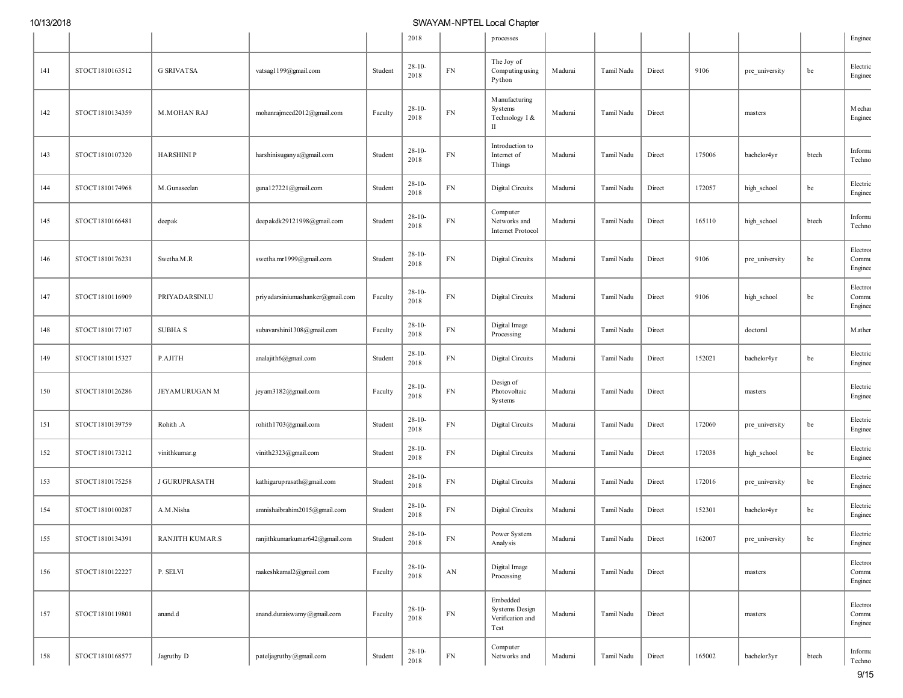| | | | | | 2018 | | processes | | | | | | | Enginee |
|---|---|---|---|---|---|---|---|---|---|---|---|---|---|---|
| 141 | STOCT1810163512 | G SRIVATSA | vatsag1199@gmail.com | Student | 28-10-2018 | FN | The Joy of Computing using Python | Madurai | Tamil Nadu | Direct | 9106 | pre_university | be | Electric Enginee |
| 142 | STOCT1810134359 | M.MOHAN RAJ | mohanrajmeed2012@gmail.com | Faculty | 28-10-2018 | FN | Manufacturing Systems Technology I & II | Madurai | Tamil Nadu | Direct | | masters | | Mechan Enginee |
| 143 | STOCT1810107320 | HARSHINI P | harshinisuganya@gmail.com | Student | 28-10-2018 | FN | Introduction to Internet of Things | Madurai | Tamil Nadu | Direct | 175006 | bachelor4yr | btech | Informa Techno |
| 144 | STOCT1810174968 | M.Gunaseelan | guna127221@gmail.com | Student | 28-10-2018 | FN | Digital Circuits | Madurai | Tamil Nadu | Direct | 172057 | high_school | be | Electric Enginee |
| 145 | STOCT1810166481 | deepak | deepakdk29121998@gmail.com | Student | 28-10-2018 | FN | Computer Networks and Internet Protocol | Madurai | Tamil Nadu | Direct | 165110 | high_school | btech | Informa Techno |
| 146 | STOCT1810176231 | Swetha.M.R | swetha.mr1999@gmail.com | Student | 28-10-2018 | FN | Digital Circuits | Madurai | Tamil Nadu | Direct | 9106 | pre_university | be | Electron Commu Enginee |
| 147 | STOCT1810116909 | PRIYADARSINI.U | priyadarsiniumashanker@gmail.com | Faculty | 28-10-2018 | FN | Digital Circuits | Madurai | Tamil Nadu | Direct | 9106 | high_school | be | Electron Commu Enginee |
| 148 | STOCT1810177107 | SUBHA S | subavarshini1308@gmail.com | Faculty | 28-10-2018 | FN | Digital Image Processing | Madurai | Tamil Nadu | Direct | | doctoral | | Mather |
| 149 | STOCT1810115327 | P.AJITH | analajith6@gmail.com | Student | 28-10-2018 | FN | Digital Circuits | Madurai | Tamil Nadu | Direct | 152021 | bachelor4yr | be | Electric Enginee |
| 150 | STOCT1810126286 | JEYAMURUGAN M | jeyam3182@gmail.com | Faculty | 28-10-2018 | FN | Design of Photovoltaic Systems | Madurai | Tamil Nadu | Direct | | masters | | Electric Enginee |
| 151 | STOCT1810139759 | Rohith .A | rohith1703@gmail.com | Student | 28-10-2018 | FN | Digital Circuits | Madurai | Tamil Nadu | Direct | 172060 | pre_university | be | Electric Enginee |
| 152 | STOCT1810173212 | vinithkumar.g | vinith2323@gmail.com | Student | 28-10-2018 | FN | Digital Circuits | Madurai | Tamil Nadu | Direct | 172038 | high_school | be | Electric Enginee |
| 153 | STOCT1810175258 | J GURUPRASATH | kathiguruprasath@gmail.com | Student | 28-10-2018 | FN | Digital Circuits | Madurai | Tamil Nadu | Direct | 172016 | pre_university | be | Electric Enginee |
| 154 | STOCT1810100287 | A.M.Nisha | amnishaibrahim2015@gmail.com | Student | 28-10-2018 | FN | Digital Circuits | Madurai | Tamil Nadu | Direct | 152301 | bachelor4yr | be | Electric Enginee |
| 155 | STOCT1810134391 | RANJITH KUMAR.S | ranjithkumarkumar642@gmail.com | Student | 28-10-2018 | FN | Power System Analysis | Madurai | Tamil Nadu | Direct | 162007 | pre_university | be | Electric Enginee |
| 156 | STOCT1810122227 | P. SELVI | raakeshkamal2@gmail.com | Faculty | 28-10-2018 | AN | Digital Image Processing | Madurai | Tamil Nadu | Direct | | masters | | Electron Commu Enginee |
| 157 | STOCT1810119801 | anand.d | anand.duraiswamy@gmail.com | Faculty | 28-10-2018 | FN | Embedded Systems Design Verification and Test | Madurai | Tamil Nadu | Direct | | masters | | Electron Commu Enginee |
| 158 | STOCT1810168577 | Jagruthy D | pateljagruthy@gmail.com | Student | 28-10-2018 | FN | Computer Networks and | Madurai | Tamil Nadu | Direct | 165002 | bachelor3yr | btech | Informa Techno |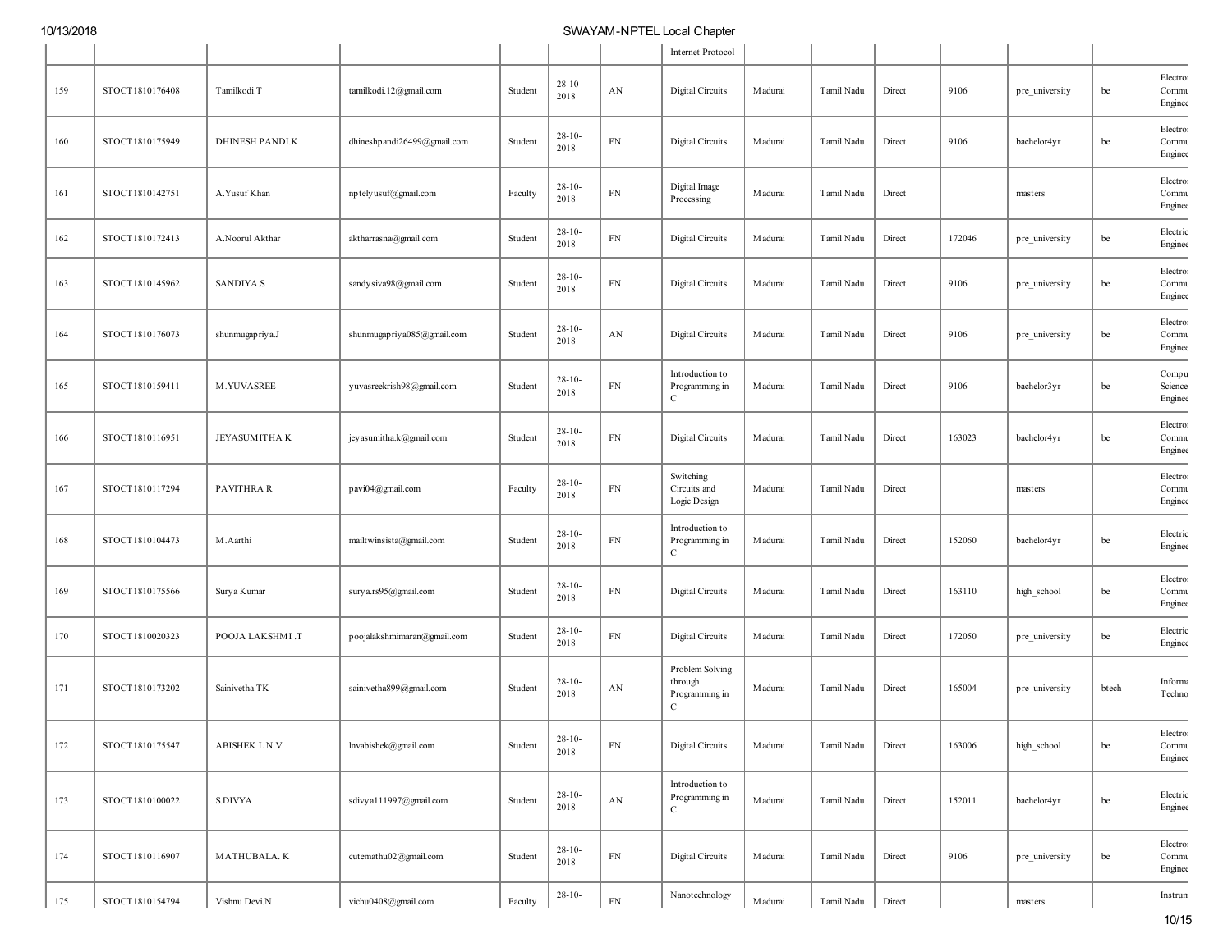| | | | | | | | Internet Protocol | | | | | | | |
|---|---|---|---|---|---|---|---|---|---|---|---|---|---|---|
| 159 | STOCT1810176408 | Tamilkodi.T | tamilkodi.12@gmail.com | Student | 28-10-2018 | AN | Digital Circuits | Madurai | Tamil Nadu | Direct | 9106 | pre_university | be | Electron Commu Enginee |
| 160 | STOCT1810175949 | DHINESH PANDI.K | dhineshpandi26499@gmail.com | Student | 28-10-2018 | FN | Digital Circuits | Madurai | Tamil Nadu | Direct | 9106 | bachelor4yr | be | Electron Commu Enginee |
| 161 | STOCT1810142751 | A.Yusuf Khan | nptelyusuf@gmail.com | Faculty | 28-10-2018 | FN | Digital Image Processing | Madurai | Tamil Nadu | Direct | | masters | | Electron Commu Enginee |
| 162 | STOCT1810172413 | A.Noorul Akthar | aktharrasna@gmail.com | Student | 28-10-2018 | FN | Digital Circuits | Madurai | Tamil Nadu | Direct | 172046 | pre_university | be | Electric Enginee |
| 163 | STOCT1810145962 | SANDIYA.S | sandysiva98@gmail.com | Student | 28-10-2018 | FN | Digital Circuits | Madurai | Tamil Nadu | Direct | 9106 | pre_university | be | Electron Commu Enginee |
| 164 | STOCT1810176073 | shunmugapriya.J | shunmugapriya085@gmail.com | Student | 28-10-2018 | AN | Digital Circuits | Madurai | Tamil Nadu | Direct | 9106 | pre_university | be | Electron Commu Enginee |
| 165 | STOCT1810159411 | M.YUVASREE | yuvasreekrish98@gmail.com | Student | 28-10-2018 | FN | Introduction to Programming in C | Madurai | Tamil Nadu | Direct | 9106 | bachelor3yr | be | Compu Science Enginee |
| 166 | STOCT1810116951 | JEYASUMITHA K | jeyasumitha.k@gmail.com | Student | 28-10-2018 | FN | Digital Circuits | Madurai | Tamil Nadu | Direct | 163023 | bachelor4yr | be | Electron Commu Enginee |
| 167 | STOCT1810117294 | PAVITHRA R | pavi04@gmail.com | Faculty | 28-10-2018 | FN | Switching Circuits and Logic Design | Madurai | Tamil Nadu | Direct | | masters | | Electron Commu Enginee |
| 168 | STOCT1810104473 | M.Aarthi | mailtwinsista@gmail.com | Student | 28-10-2018 | FN | Introduction to Programming in C | Madurai | Tamil Nadu | Direct | 152060 | bachelor4yr | be | Electric Enginee |
| 169 | STOCT1810175566 | Surya Kumar | surya.rs95@gmail.com | Student | 28-10-2018 | FN | Digital Circuits | Madurai | Tamil Nadu | Direct | 163110 | high_school | be | Electron Commu Enginee |
| 170 | STOCT1810020323 | POOJA LAKSHMI .T | poojalakshmimaran@gmail.com | Student | 28-10-2018 | FN | Digital Circuits | Madurai | Tamil Nadu | Direct | 172050 | pre_university | be | Electric Enginee |
| 171 | STOCT1810173202 | Sainivetha TK | sainivetha899@gmail.com | Student | 28-10-2018 | AN | Problem Solving through Programming in C | Madurai | Tamil Nadu | Direct | 165004 | pre_university | btech | Informa Techno |
| 172 | STOCT1810175547 | ABISHEK L N V | lnvabishek@gmail.com | Student | 28-10-2018 | FN | Digital Circuits | Madurai | Tamil Nadu | Direct | 163006 | high_school | be | Electron Commu Enginee |
| 173 | STOCT1810100022 | S.DIVYA | sdivya111997@gmail.com | Student | 28-10-2018 | AN | Introduction to Programming in C | Madurai | Tamil Nadu | Direct | 152011 | bachelor4yr | be | Electric Enginee |
| 174 | STOCT1810116907 | MATHUBALA. K | cutemathu02@gmail.com | Student | 28-10-2018 | FN | Digital Circuits | Madurai | Tamil Nadu | Direct | 9106 | pre_university | be | Electron Commu Enginee |
| 175 | STOCT1810154794 | Vishnu Devi.N | vichu0408@gmail.com | Faculty | 28-10- | FN | Nanotechnology | Madurai | Tamil Nadu | Direct | | masters | | Instrum |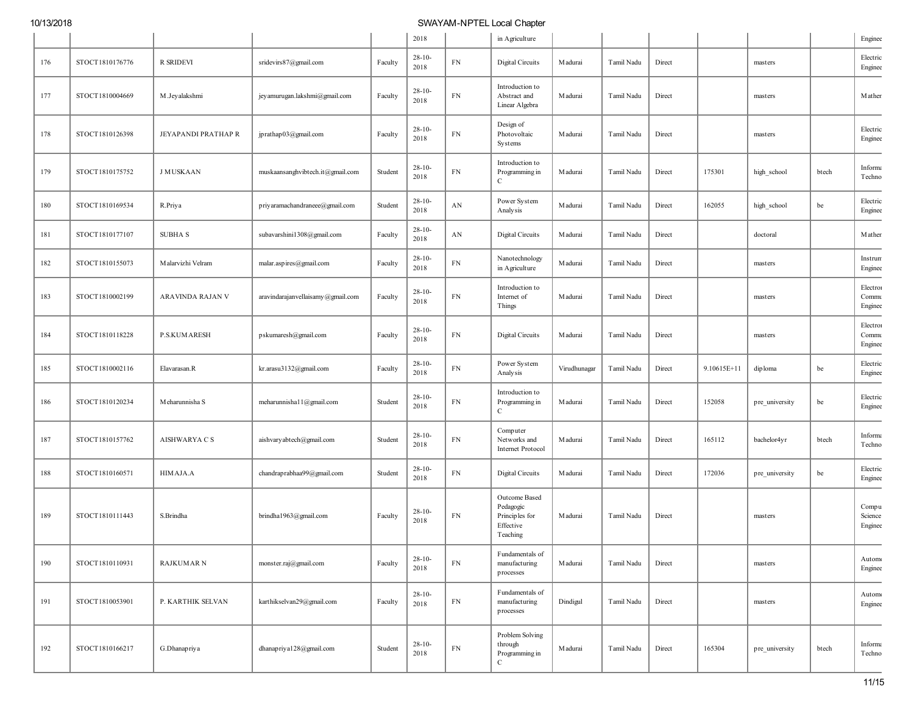| | | | | | 2018 | | in Agriculture | | | | | | | Enginee |
|---|---|---|---|---|---|---|---|---|---|---|---|---|---|---|
| 176 | STOCT1810176776 | R SRIDEVI | sridevirs87@gmail.com | Faculty | 28-10-2018 | FN | Digital Circuits | Madurai | Tamil Nadu | Direct | | masters | | Electric Enginee |
| 177 | STOCT1810004669 | M.Jeyalakshmi | jeyamurugan.lakshmi@gmail.com | Faculty | 28-10-2018 | FN | Introduction to Abstract and Linear Algebra | Madurai | Tamil Nadu | Direct | | masters | | Mather |
| 178 | STOCT1810126398 | JEYAPANDI PRATHAP R | jprathap03@gmail.com | Faculty | 28-10-2018 | FN | Design of Photovoltaic Systems | Madurai | Tamil Nadu | Direct | | masters | | Electric Enginee |
| 179 | STOCT1810175752 | J MUSKAAN | muskaansanghvibtech.it@gmail.com | Student | 28-10-2018 | FN | Introduction to Programming in C | Madurai | Tamil Nadu | Direct | 175301 | high_school | btech | Informa Techno |
| 180 | STOCT1810169534 | R.Priya | priyaramachandraneee@gmail.com | Student | 28-10-2018 | AN | Power System Analysis | Madurai | Tamil Nadu | Direct | 162055 | high_school | be | Electric Enginee |
| 181 | STOCT1810177107 | SUBHA S | subavarshini1308@gmail.com | Faculty | 28-10-2018 | AN | Digital Circuits | Madurai | Tamil Nadu | Direct | | doctoral | | Mather |
| 182 | STOCT1810155073 | Malarvizhi Velram | malar.aspires@gmail.com | Faculty | 28-10-2018 | FN | Nanotechnology in Agriculture | Madurai | Tamil Nadu | Direct | | masters | | Instrum Enginee |
| 183 | STOCT1810002199 | ARAVINDA RAJAN V | aravindarajanvellaisamy@gmail.com | Faculty | 28-10-2018 | FN | Introduction to Internet of Things | Madurai | Tamil Nadu | Direct | | masters | | Electro Commu Enginee |
| 184 | STOCT1810118228 | P.S.KUMARESH | pskumaresh@gmail.com | Faculty | 28-10-2018 | FN | Digital Circuits | Madurai | Tamil Nadu | Direct | | masters | | Electro Commu Enginee |
| 185 | STOCT1810002116 | Elavarasan.R | kr.arasu3132@gmail.com | Faculty | 28-10-2018 | FN | Power System Analysis | Virudhunagar | Tamil Nadu | Direct | 9.10615E+11 | diploma | be | Electric Enginee |
| 186 | STOCT1810120234 | Meharunnisha S | meharunnisha11@gmail.com | Student | 28-10-2018 | FN | Introduction to Programming in C | Madurai | Tamil Nadu | Direct | 152058 | pre_university | be | Electric Enginee |
| 187 | STOCT1810157762 | AISHWARYA C S | aishvaryabtech@gmail.com | Student | 28-10-2018 | FN | Computer Networks and Internet Protocol | Madurai | Tamil Nadu | Direct | 165112 | bachelor4yr | btech | Informa Techno |
| 188 | STOCT1810160571 | HIMAJA.A | chandraprabhaa99@gmail.com | Student | 28-10-2018 | FN | Digital Circuits | Madurai | Tamil Nadu | Direct | 172036 | pre_university | be | Electric Enginee |
| 189 | STOCT1810111443 | S.Brindha | brindha1963@gmail.com | Faculty | 28-10-2018 | FN | Outcome Based Pedagogic Principles for Effective Teaching | Madurai | Tamil Nadu | Direct | | masters | | Compu Science Enginee |
| 190 | STOCT1810110931 | RAJKUMAR N | monster.raj@gmail.com | Faculty | 28-10-2018 | FN | Fundamentals of manufacturing processes | Madurai | Tamil Nadu | Direct | | masters | | Autom Enginee |
| 191 | STOCT1810053901 | P. KARTHIK SELVAN | karthikselvan29@gmail.com | Faculty | 28-10-2018 | FN | Fundamentals of manufacturing processes | Dindigul | Tamil Nadu | Direct | | masters | | Autom Enginee |
| 192 | STOCT1810166217 | G.Dhanapriya | dhanapriya128@gmail.com | Student | 28-10-2018 | FN | Problem Solving through Programming in C | Madurai | Tamil Nadu | Direct | 165304 | pre_university | btech | Informa Techno |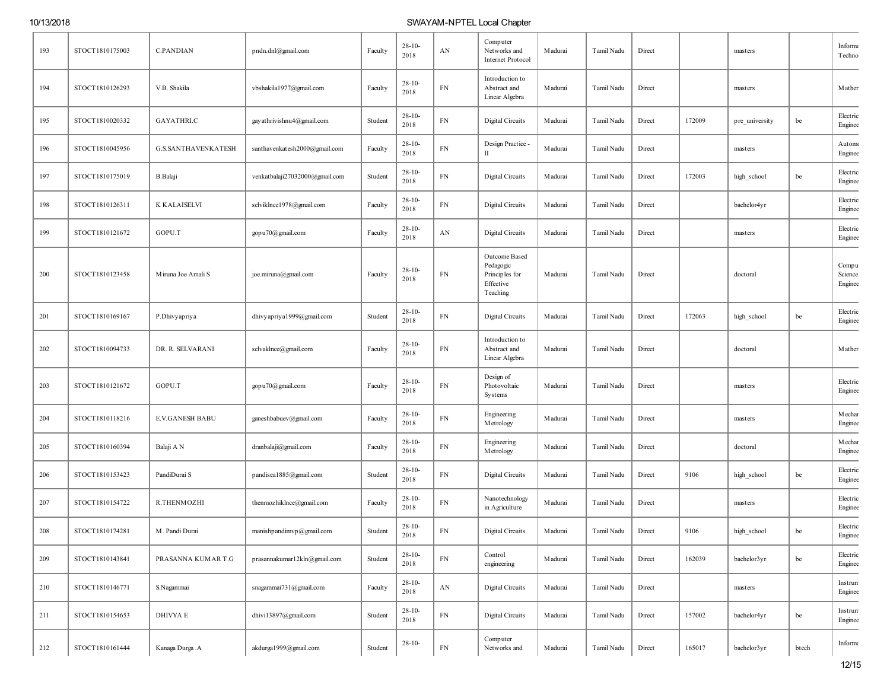| 193 | STOCT1810175003 | C.PANDIAN | pndn.dnl@gmail.com | Faculty | 28-10-2018 | AN | Computer Networks and Internet Protocol | Madurai | Tamil Nadu | Direct | | masters | | Informa Techno |
|---|---|---|---|---|---|---|---|---|---|---|---|---|---|---|
| 194 | STOCT1810126293 | V.B. Shakila | vbshakila1977@gmail.com | Faculty | 28-10-2018 | FN | Introduction to Abstract and Linear Algebra | Madurai | Tamil Nadu | Direct | | masters | | Mather |
| 195 | STOCT1810020332 | GAYATHRI.C | gayathrivishnu4@gmail.com | Student | 28-10-2018 | FN | Digital Circuits | Madurai | Tamil Nadu | Direct | 172009 | pre_university | be | Electric Enginee |
| 196 | STOCT1810045956 | G.S.SANTHAVENKATESH | santhavenkatesh2000@gmail.com | Faculty | 28-10-2018 | FN | Design Practice - II | Madurai | Tamil Nadu | Direct | | masters | | Autom Enginee |
| 197 | STOCT1810175019 | B.Balaji | venkatbalaji27032000@gmail.com | Student | 28-10-2018 | FN | Digital Circuits | Madurai | Tamil Nadu | Direct | 172003 | high_school | be | Electric Enginee |
| 198 | STOCT1810126311 | K KALAISELVI | selviklnce1978@gmail.com | Faculty | 28-10-2018 | FN | Digital Circuits | Madurai | Tamil Nadu | Direct | | bachelor4yr | | Electric Enginee |
| 199 | STOCT1810121672 | GOPU.T | gopu70@gmail.com | Faculty | 28-10-2018 | AN | Digital Circuits | Madurai | Tamil Nadu | Direct | | masters | | Electric Enginee |
| 200 | STOCT1810123458 | Miruna Joe Amali S | joe.miruna@gmail.com | Faculty | 28-10-2018 | FN | Outcome Based Pedagogic Principles for Effective Teaching | Madurai | Tamil Nadu | Direct | | doctoral | | Compu Science Enginee |
| 201 | STOCT1810169167 | P.Dhivyapriya | dhivyapriya1999@gmail.com | Student | 28-10-2018 | FN | Digital Circuits | Madurai | Tamil Nadu | Direct | 172063 | high_school | be | Electric Enginee |
| 202 | STOCT1810094733 | DR. R. SELVARANI | selvaklnce@gmail.com | Faculty | 28-10-2018 | FN | Introduction to Abstract and Linear Algebra | Madurai | Tamil Nadu | Direct | | doctoral | | Mather |
| 203 | STOCT1810121672 | GOPU.T | gopu70@gmail.com | Faculty | 28-10-2018 | FN | Design of Photovoltaic Systems | Madurai | Tamil Nadu | Direct | | masters | | Electric Enginee |
| 204 | STOCT1810118216 | E.V.GANESH BABU | ganeshbabuev@gmail.com | Faculty | 28-10-2018 | FN | Engineering Metrology | Madurai | Tamil Nadu | Direct | | masters | | Mechar Enginee |
| 205 | STOCT1810160394 | Balaji A N | dranbalaji@gmail.com | Faculty | 28-10-2018 | FN | Engineering Metrology | Madurai | Tamil Nadu | Direct | | doctoral | | Mechar Enginee |
| 206 | STOCT1810153423 | PandiDurai S | pandisea1885@gmail.com | Student | 28-10-2018 | FN | Digital Circuits | Madurai | Tamil Nadu | Direct | 9106 | high_school | be | Electric Enginee |
| 207 | STOCT1810154722 | R.THENMOZHI | thenmozhiklnce@gmail.com | Faculty | 28-10-2018 | FN | Nanotechnology in Agriculture | Madurai | Tamil Nadu | Direct | | masters | | Electric Enginee |
| 208 | STOCT1810174281 | M. Pandi Durai | manishpandimvp@gmail.com | Student | 28-10-2018 | FN | Digital Circuits | Madurai | Tamil Nadu | Direct | 9106 | high_school | be | Electric Enginee |
| 209 | STOCT1810143841 | PRASANNA KUMAR T.G | prasannakumar12kln@gmail.com | Student | 28-10-2018 | FN | Control engineering | Madurai | Tamil Nadu | Direct | 162039 | bachelor3yr | be | Electric Enginee |
| 210 | STOCT1810146771 | S.Nagammai | snagammai731@gmail.com | Faculty | 28-10-2018 | AN | Digital Circuits | Madurai | Tamil Nadu | Direct | | masters | | Instrum Enginee |
| 211 | STOCT1810154653 | DHIVYA E | dhivi13897@gmail.com | Student | 28-10-2018 | FN | Digital Circuits | Madurai | Tamil Nadu | Direct | 157002 | bachelor4yr | be | Instrum Enginee |
| 212 | STOCT1810161444 | Kanaga Durga .A | akdurga1999@gmail.com | Student | 28-10- | FN | Computer Networks and | Madurai | Tamil Nadu | Direct | 165017 | bachelor3yr | btech | Informa |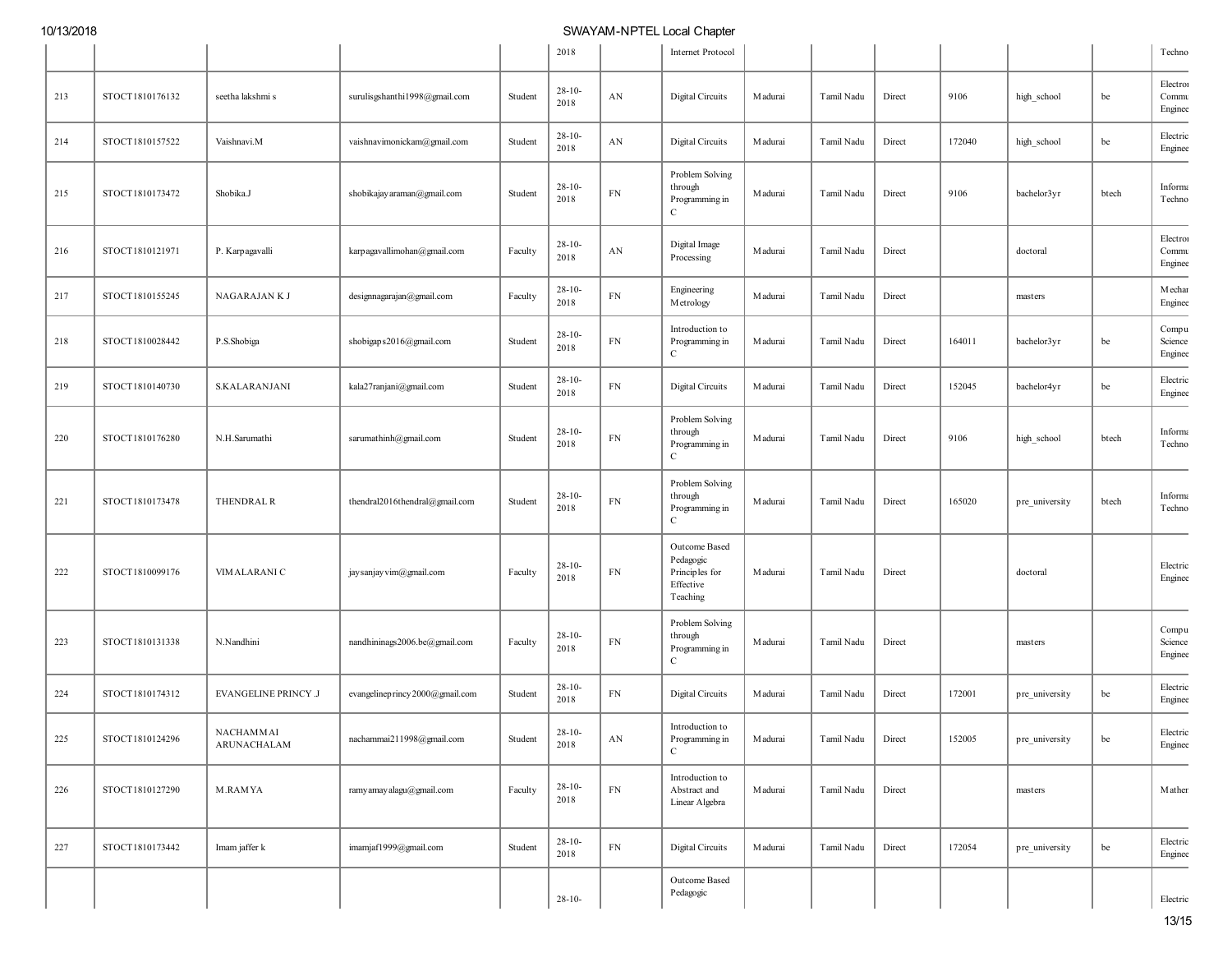| | | | | | 2018 | | Internet Protocol | | | | | | | Techno |
|---|---|---|---|---|---|---|---|---|---|---|---|---|---|---|
| 213 | STOCT1810176132 | seetha lakshmi s | surulisgshanthi1998@gmail.com | Student | 28-10-2018 | AN | Digital Circuits | Madurai | Tamil Nadu | Direct | 9106 | high_school | be | Electro Commu Enginee |
| 214 | STOCT1810157522 | Vaishnavi.M | vaishnavimonickam@gmail.com | Student | 28-10-2018 | AN | Digital Circuits | Madurai | Tamil Nadu | Direct | 172040 | high_school | be | Electric Enginee |
| 215 | STOCT1810173472 | Shobika.J | shobikajayaraman@gmail.com | Student | 28-10-2018 | FN | Problem Solving through Programming in C | Madurai | Tamil Nadu | Direct | 9106 | bachelor3yr | btech | Informa Techno |
| 216 | STOCT1810121971 | P. Karpagavalli | karpagavallimohan@gmail.com | Faculty | 28-10-2018 | AN | Digital Image Processing | Madurai | Tamil Nadu | Direct | | doctoral | | Electro Commu Enginee |
| 217 | STOCT1810155245 | NAGARAJAN K J | designnagarajan@gmail.com | Faculty | 28-10-2018 | FN | Engineering Metrology | Madurai | Tamil Nadu | Direct | | masters | | Mechar Enginee |
| 218 | STOCT1810028442 | P.S.Shobiga | shobigaps2016@gmail.com | Student | 28-10-2018 | FN | Introduction to Programming in C | Madurai | Tamil Nadu | Direct | 164011 | bachelor3yr | be | Compu Science Enginee |
| 219 | STOCT1810140730 | S.KALARANJANI | kala27ranjani@gmail.com | Student | 28-10-2018 | FN | Digital Circuits | Madurai | Tamil Nadu | Direct | 152045 | bachelor4yr | be | Electric Enginee |
| 220 | STOCT1810176280 | N.H.Sarumathi | sarumathinh@gmail.com | Student | 28-10-2018 | FN | Problem Solving through Programming in C | Madurai | Tamil Nadu | Direct | 9106 | high_school | btech | Informa Techno |
| 221 | STOCT1810173478 | THENDRAL R | thendral2016thendral@gmail.com | Student | 28-10-2018 | FN | Problem Solving through Programming in C | Madurai | Tamil Nadu | Direct | 165020 | pre_university | btech | Informa Techno |
| 222 | STOCT1810099176 | VIMALARANI C | jaysanjayvim@gmail.com | Faculty | 28-10-2018 | FN | Outcome Based Pedagogic Principles for Effective Teaching | Madurai | Tamil Nadu | Direct | | doctoral | | Electric Enginee |
| 223 | STOCT1810131338 | N.Nandhini | nandhininags2006.be@gmail.com | Faculty | 28-10-2018 | FN | Problem Solving through Programming in C | Madurai | Tamil Nadu | Direct | | masters | | Compu Science Enginee |
| 224 | STOCT1810174312 | EVANGELINE PRINCY .J | evangelineprincy2000@gmail.com | Student | 28-10-2018 | FN | Digital Circuits | Madurai | Tamil Nadu | Direct | 172001 | pre_university | be | Electric Enginee |
| 225 | STOCT1810124296 | NACHAMMAI ARUNACHALAM | nachammai211998@gmail.com | Student | 28-10-2018 | AN | Introduction to Programming in C | Madurai | Tamil Nadu | Direct | 152005 | pre_university | be | Electric Enginee |
| 226 | STOCT1810127290 | M.RAMYA | ramyamayalagu@gmail.com | Faculty | 28-10-2018 | FN | Introduction to Abstract and Linear Algebra | Madurai | Tamil Nadu | Direct | | masters | | Mather |
| 227 | STOCT1810173442 | Imam jaffer k | imamjaf1999@gmail.com | Student | 28-10-2018 | FN | Digital Circuits | Madurai | Tamil Nadu | Direct | 172054 | pre_university | be | Electric Enginee |
| | | | | | 28-10- | | Outcome Based Pedagogic | | | | | | | Electric |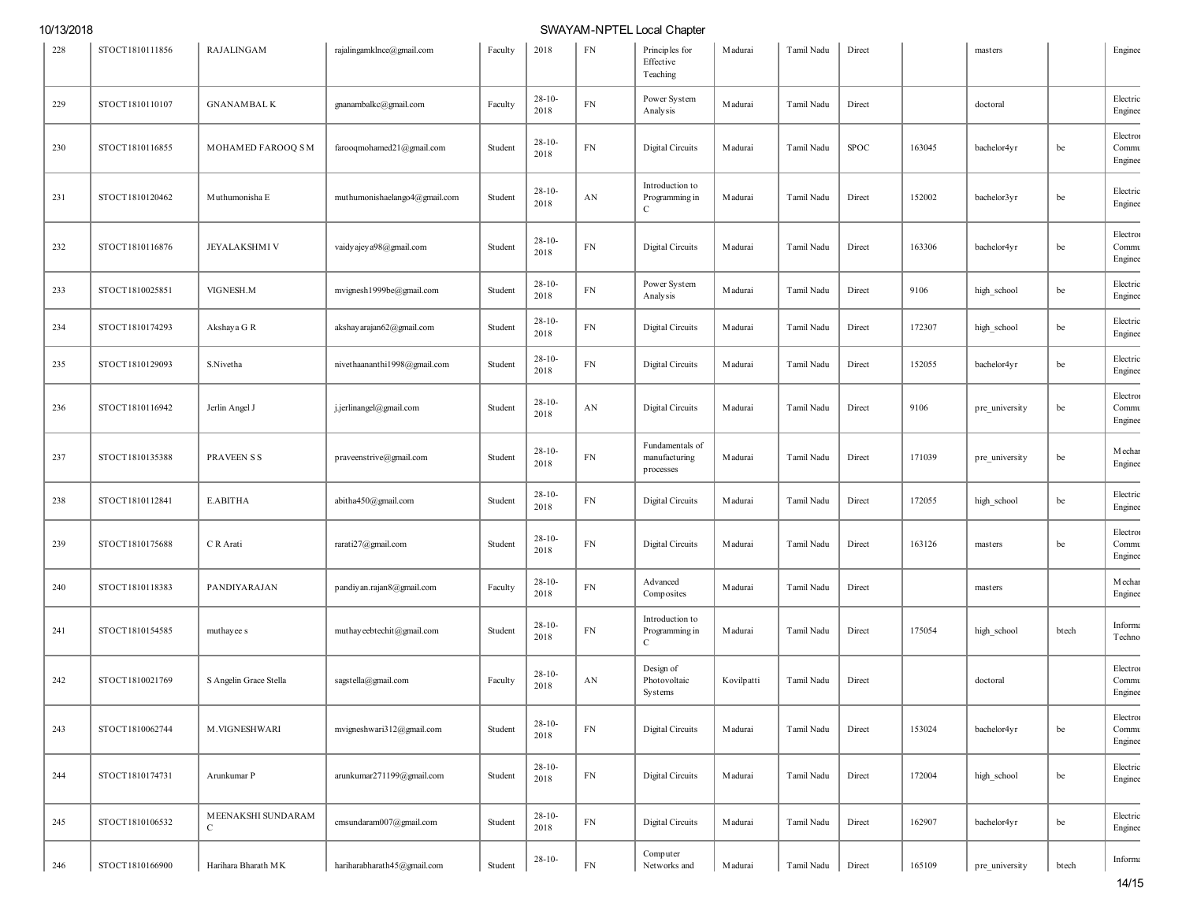| 228 | STOCT1810111856 | RAJALINGAM | rajalingamklnce@gmail.com | Faculty | 2018 | FN | Principles for Effective Teaching | Madurai | Tamil Nadu | Direct | | masters | | Enginee |
|---|---|---|---|---|---|---|---|---|---|---|---|---|---|---|
| 229 | STOCT1810110107 | GNANAMBAL K | gnanambalkc@gmail.com | Faculty | 28-10-2018 | FN | Power System Analysis | Madurai | Tamil Nadu | Direct | | doctoral | | Electric Enginee |
| 230 | STOCT1810116855 | MOHAMED FAROOQ S M | farooqmohamed21@gmail.com | Student | 28-10-2018 | FN | Digital Circuits | Madurai | Tamil Nadu | SPOC | 163045 | bachelor4yr | be | Electron Commu Enginee |
| 231 | STOCT1810120462 | Muthumonisha E | muthumonishaelango4@gmail.com | Student | 28-10-2018 | AN | Introduction to Programming in C | Madurai | Tamil Nadu | Direct | 152002 | bachelor3yr | be | Electric Enginee |
| 232 | STOCT1810116876 | JEYALAKSHMI V | vaidyajeya98@gmail.com | Student | 28-10-2018 | FN | Digital Circuits | Madurai | Tamil Nadu | Direct | 163306 | bachelor4yr | be | Electron Commu Enginee |
| 233 | STOCT1810025851 | VIGNESH.M | mvignesh1999be@gmail.com | Student | 28-10-2018 | FN | Power System Analysis | Madurai | Tamil Nadu | Direct | 9106 | high_school | be | Electric Enginee |
| 234 | STOCT1810174293 | Akshaya G R | akshayarajan62@gmail.com | Student | 28-10-2018 | FN | Digital Circuits | Madurai | Tamil Nadu | Direct | 172307 | high_school | be | Electric Enginee |
| 235 | STOCT1810129093 | S.Nivetha | nivethaananthi1998@gmail.com | Student | 28-10-2018 | FN | Digital Circuits | Madurai | Tamil Nadu | Direct | 152055 | bachelor4yr | be | Electric Enginee |
| 236 | STOCT1810116942 | Jerlin Angel J | j.jerlinangel@gmail.com | Student | 28-10-2018 | AN | Digital Circuits | Madurai | Tamil Nadu | Direct | 9106 | pre_university | be | Electron Commu Enginee |
| 237 | STOCT1810135388 | PRAVEEN S S | praveenstrive@gmail.com | Student | 28-10-2018 | FN | Fundamentals of manufacturing processes | Madurai | Tamil Nadu | Direct | 171039 | pre_university | be | Mechan Enginee |
| 238 | STOCT1810112841 | E.ABITHA | abitha450@gmail.com | Student | 28-10-2018 | FN | Digital Circuits | Madurai | Tamil Nadu | Direct | 172055 | high_school | be | Electric Enginee |
| 239 | STOCT1810175688 | C R Arati | rarati27@gmail.com | Student | 28-10-2018 | FN | Digital Circuits | Madurai | Tamil Nadu | Direct | 163126 | masters | be | Electron Commu Enginee |
| 240 | STOCT1810118383 | PANDIYARAJAN | pandiyan.rajan8@gmail.com | Faculty | 28-10-2018 | FN | Advanced Composites | Madurai | Tamil Nadu | Direct | | masters | | Mechan Enginee |
| 241 | STOCT1810154585 | muthayee s | muthayeebtechit@gmail.com | Student | 28-10-2018 | FN | Introduction to Programming in C | Madurai | Tamil Nadu | Direct | 175054 | high_school | btech | Informa Techno |
| 242 | STOCT1810021769 | S Angelin Grace Stella | sagstella@gmail.com | Faculty | 28-10-2018 | AN | Design of Photovoltaic Systems | Kovilpatti | Tamil Nadu | Direct | | doctoral | | Electron Commu Enginee |
| 243 | STOCT1810062744 | M.VIGNESHWARI | mvigneshwari312@gmail.com | Student | 28-10-2018 | FN | Digital Circuits | Madurai | Tamil Nadu | Direct | 153024 | bachelor4yr | be | Electron Commu Enginee |
| 244 | STOCT1810174731 | Arunkumar P | arunkumar271199@gmail.com | Student | 28-10-2018 | FN | Digital Circuits | Madurai | Tamil Nadu | Direct | 172004 | high_school | be | Electric Enginee |
| 245 | STOCT1810106532 | MEENAKSHI SUNDARAM C | cmsundaram007@gmail.com | Student | 28-10-2018 | FN | Digital Circuits | Madurai | Tamil Nadu | Direct | 162907 | bachelor4yr | be | Electric Enginee |
| 246 | STOCT1810166900 | Harihara Bharath MK | hariharabharath45@gmail.com | Student | 28-10- | FN | Computer Networks and | Madurai | Tamil Nadu | Direct | 165109 | pre_university | btech | Informa |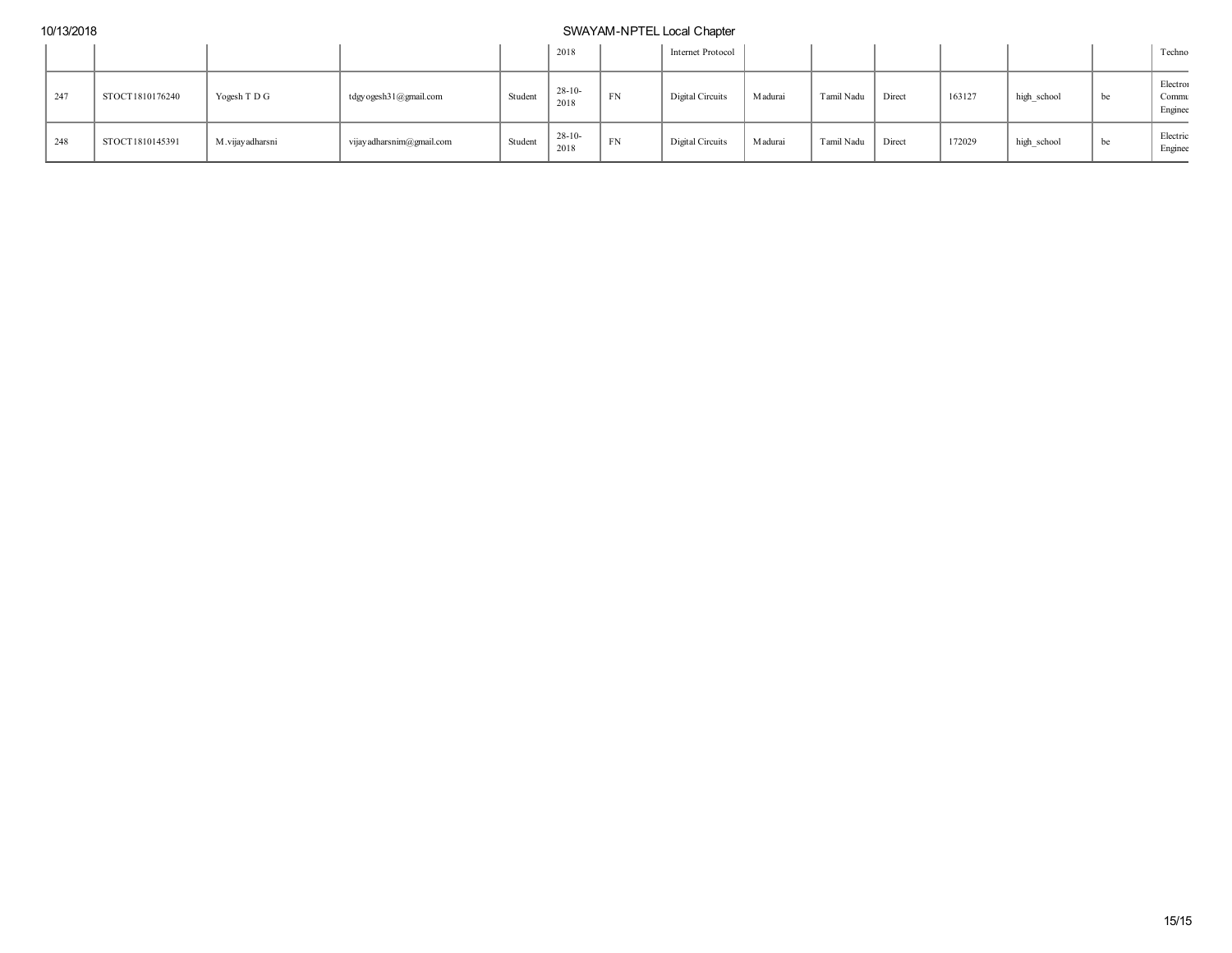| | | | | | | | | | | | | | | |
|---|---|---|---|---|---|---|---|---|---|---|---|---|---|---|
| | | | | | 2018 | | Internet Protocol | | | | | | | Techno |
| 247 | STOCT1810176240 | Yogesh T D G | tdgyogesh31@gmail.com | Student | 28-10-2018 | FN | Digital Circuits | Madurai | Tamil Nadu | Direct | 163127 | high_school | be | Electro Commu Enginee |
| 248 | STOCT1810145391 | M.vijayadharsni | vijayadharsnim@gmail.com | Student | 28-10-2018 | FN | Digital Circuits | Madurai | Tamil Nadu | Direct | 172029 | high_school | be | Electric Enginee |